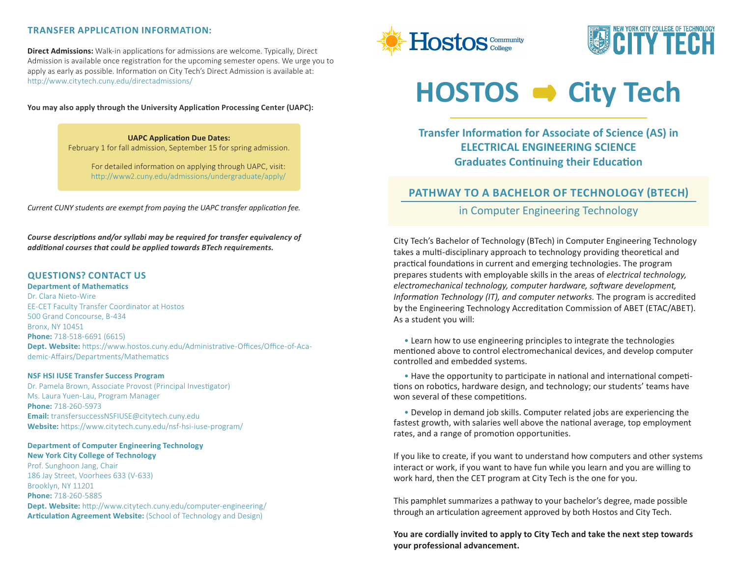# HOSTOS ➡ City Tech

## Transfer Information for Associate of Science (AS) in ELECTRICAL ENGINEERING SCIENCE Graduates Continuing their Education

## PATHWAY TO A BACHELOR OF TECHNOLOGY (BTECH)

in Computer Engineering Technology

City Tech's Bachelor of Technology (BTech) in Computer Engineering Technology takes a multi-disciplinary approach to technology providing theoretical and practical foundations in current and emerging technologies. The program prepares students with employable skills in the areas of *electrical technology, electromechanical technology, computer hardware, software development, Information Technology (IT), and computer networks.* The program is accredited by the Engineering Technology Accreditation Commission of ABET (ETAC/ABET). As a student you will:

- Learn how to use engineering principles to integrate the technologies mentioned above to control electromechanical devices, and develop computer controlled and embedded systems.
- Have the opportunity to participate in national and international competitions on robotics, hardware design, and technology; our students' teams have won several of these competitions.
- Develop in demand job skills. Computer related jobs are experiencing the fastest growth, with salaries well above the national average, top employment rates, and a range of promotion opportunities.

If you like to create, if you want to understand how computers and other systems interact or work, if you want to have fun while you learn and you are willing to work hard, then the CET program at City Tech is the one for you.

This pamphlet summarizes a pathway to your bachelor's degree, made possible through an articulation agreement approved by both Hostos and City Tech.

**You are cordially invited to apply to City Tech and take the next step towards your professional advancement.**

## TRANSFER APPLICATION INFORMATION:

**Direct Admissions:** Walk-in applications for admissions are welcome. Typically, Direct Admission is available once registration for the upcoming semester opens. We urge you to apply as early as possible. Information on City Tech's Direct Admission is available at: http://www.citytech.cuny.edu/directadmissions/

**You may also apply through the University Application Processing Center (UAPC):**

**UAPC Application Due Dates:**
February 1 for fall admission, September 15 for spring admission.

For detailed information on applying through UAPC, visit: http://www2.cuny.edu/admissions/undergraduate/apply/

*Current CUNY students are exempt from paying the UAPC transfer application fee.*

***Course descriptions and/or syllabi may be required for transfer equivalency of additional courses that could be applied towards BTech requirements.***

## QUESTIONS? CONTACT US

**Department of Mathematics**
Dr. Clara Nieto-Wire
EE-CET Faculty Transfer Coordinator at Hostos
500 Grand Concourse, B-434
Bronx, NY 10451
**Phone:** 718-518-6691 (6615)
**Dept. Website:** https://www.hostos.cuny.edu/Administrative-Offices/Office-of-Academic-Affairs/Departments/Mathematics

**NSF HSI IUSE Transfer Success Program**
Dr. Pamela Brown, Associate Provost (Principal Investigator)
Ms. Laura Yuen-Lau, Program Manager
**Phone:** 718-260-5973
**Email:** transfersuccessNSFIUSE@citytech.cuny.edu
**Website:** https://www.citytech.cuny.edu/nsf-hsi-iuse-program/

**Department of Computer Engineering Technology**
**New York City College of Technology**
Prof. Sunghoon Jang, Chair
186 Jay Street, Voorhees 633 (V-633)
Brooklyn, NY 11201
**Phone:** 718-260-5885
**Dept. Website:** http://www.citytech.cuny.edu/computer-engineering/
**Articulation Agreement Website:** (School of Technology and Design)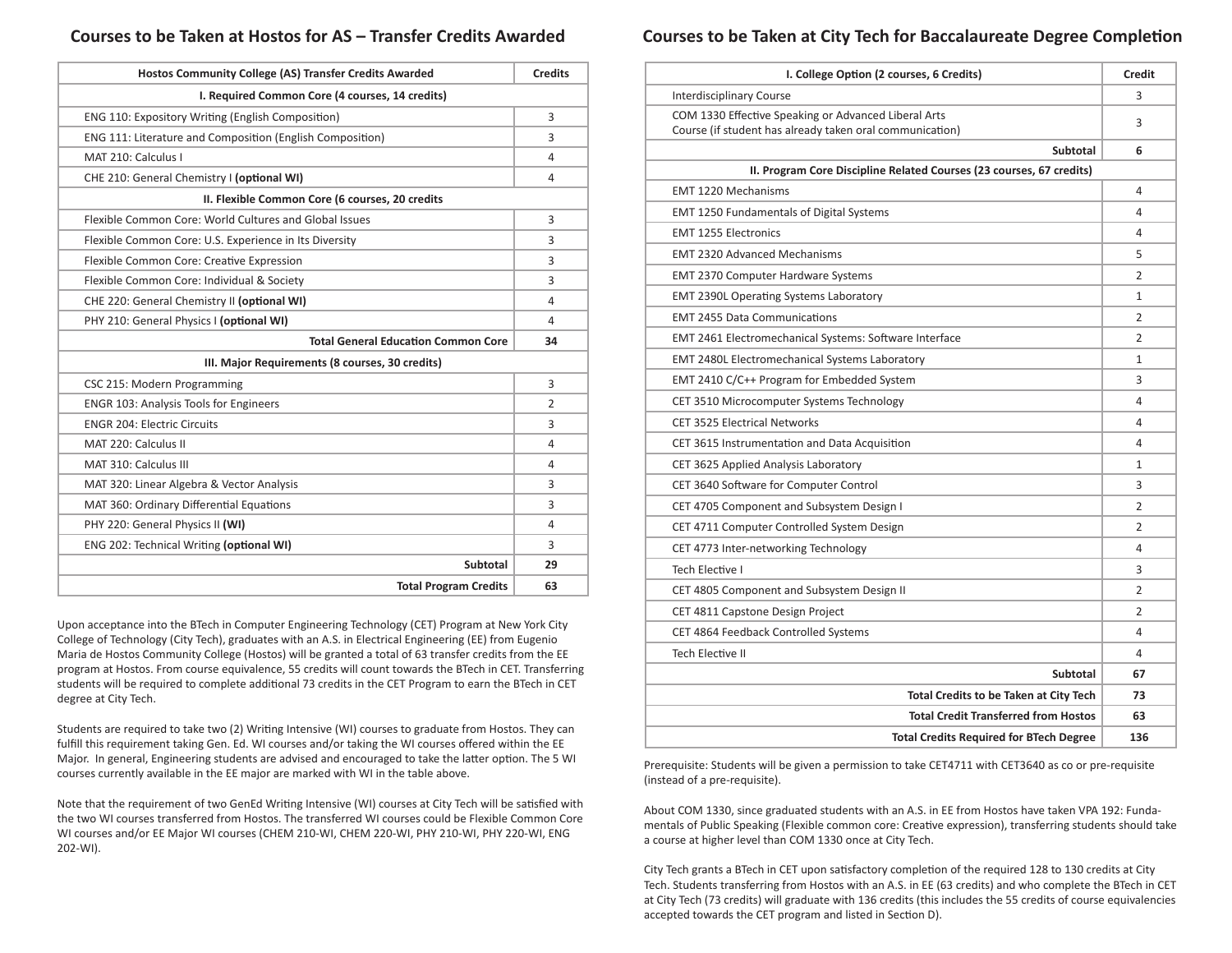## Courses to be Taken at Hostos for AS – Transfer Credits Awarded

| Hostos Community College (AS) Transfer Credits Awarded | Credits |
|---|---|
| **I. Required Common Core (4 courses, 14 credits)** | |
| ENG 110: Expository Writing (English Composition) | 3 |
| ENG 111: Literature and Composition (English Composition) | 3 |
| MAT 210: Calculus I | 4 |
| CHE 210: General Chemistry I **(optional WI)** | 4 |
| **II. Flexible Common Core (6 courses, 20 credits** | |
| Flexible Common Core: World Cultures and Global Issues | 3 |
| Flexible Common Core: U.S. Experience in Its Diversity | 3 |
| Flexible Common Core: Creative Expression | 3 |
| Flexible Common Core: Individual & Society | 3 |
| CHE 220: General Chemistry II **(optional WI)** | 4 |
| PHY 210: General Physics I **(optional WI)** | 4 |
| **Total General Education Common Core** | **34** |
| **III. Major Requirements (8 courses, 30 credits)** | |
| CSC 215: Modern Programming | 3 |
| ENGR 103: Analysis Tools for Engineers | 2 |
| ENGR 204: Electric Circuits | 3 |
| MAT 220: Calculus II | 4 |
| MAT 310: Calculus III | 4 |
| MAT 320: Linear Algebra & Vector Analysis | 3 |
| MAT 360: Ordinary Differential Equations | 3 |
| PHY 220: General Physics II **(WI)** | 4 |
| ENG 202: Technical Writing **(optional WI)** | 3 |
| **Subtotal** | **29** |
| **Total Program Credits** | **63** |

Upon acceptance into the BTech in Computer Engineering Technology (CET) Program at New York City College of Technology (City Tech), graduates with an A.S. in Electrical Engineering (EE) from Eugenio Maria de Hostos Community College (Hostos) will be granted a total of 63 transfer credits from the EE program at Hostos. From course equivalence, 55 credits will count towards the BTech in CET. Transferring students will be required to complete additional 73 credits in the CET Program to earn the BTech in CET degree at City Tech.

Students are required to take two (2) Writing Intensive (WI) courses to graduate from Hostos. They can fulfill this requirement taking Gen. Ed. WI courses and/or taking the WI courses offered within the EE Major. In general, Engineering students are advised and encouraged to take the latter option. The 5 WI courses currently available in the EE major are marked with WI in the table above.

Note that the requirement of two GenEd Writing Intensive (WI) courses at City Tech will be satisfied with the two WI courses transferred from Hostos. The transferred WI courses could be Flexible Common Core WI courses and/or EE Major WI courses (CHEM 210-WI, CHEM 220-WI, PHY 210-WI, PHY 220-WI, ENG 202-WI).

## Courses to be Taken at City Tech for Baccalaureate Degree Completion

| I. College Option (2 courses, 6 Credits) | Credit |
|---|---|
| Interdisciplinary Course | 3 |
| COM 1330 Effective Speaking or Advanced Liberal Arts Course (if student has already taken oral communication) | 3 |
| **Subtotal** | **6** |
| **II. Program Core Discipline Related Courses (23 courses, 67 credits)** | |
| EMT 1220 Mechanisms | 4 |
| EMT 1250 Fundamentals of Digital Systems | 4 |
| EMT 1255 Electronics | 4 |
| EMT 2320 Advanced Mechanisms | 5 |
| EMT 2370 Computer Hardware Systems | 2 |
| EMT 2390L Operating Systems Laboratory | 1 |
| EMT 2455 Data Communications | 2 |
| EMT 2461 Electromechanical Systems: Software Interface | 2 |
| EMT 2480L Electromechanical Systems Laboratory | 1 |
| EMT 2410 C/C++ Program for Embedded System | 3 |
| CET 3510 Microcomputer Systems Technology | 4 |
| CET 3525 Electrical Networks | 4 |
| CET 3615 Instrumentation and Data Acquisition | 4 |
| CET 3625 Applied Analysis Laboratory | 1 |
| CET 3640 Software for Computer Control | 3 |
| CET 4705 Component and Subsystem Design I | 2 |
| CET 4711 Computer Controlled System Design | 2 |
| CET 4773 Inter-networking Technology | 4 |
| Tech Elective I | 3 |
| CET 4805 Component and Subsystem Design II | 2 |
| CET 4811 Capstone Design Project | 2 |
| CET 4864 Feedback Controlled Systems | 4 |
| Tech Elective II | 4 |
| **Subtotal** | **67** |
| **Total Credits to be Taken at City Tech** | **73** |
| **Total Credit Transferred from Hostos** | **63** |
| **Total Credits Required for BTech Degree** | **136** |

Prerequisite: Students will be given a permission to take CET4711 with CET3640 as co or pre-requisite (instead of a pre-requisite).

About COM 1330, since graduated students with an A.S. in EE from Hostos have taken VPA 192: Fundamentals of Public Speaking (Flexible common core: Creative expression), transferring students should take a course at higher level than COM 1330 once at City Tech.

City Tech grants a BTech in CET upon satisfactory completion of the required 128 to 130 credits at City Tech. Students transferring from Hostos with an A.S. in EE (63 credits) and who complete the BTech in CET at City Tech (73 credits) will graduate with 136 credits (this includes the 55 credits of course equivalencies accepted towards the CET program and listed in Section D).